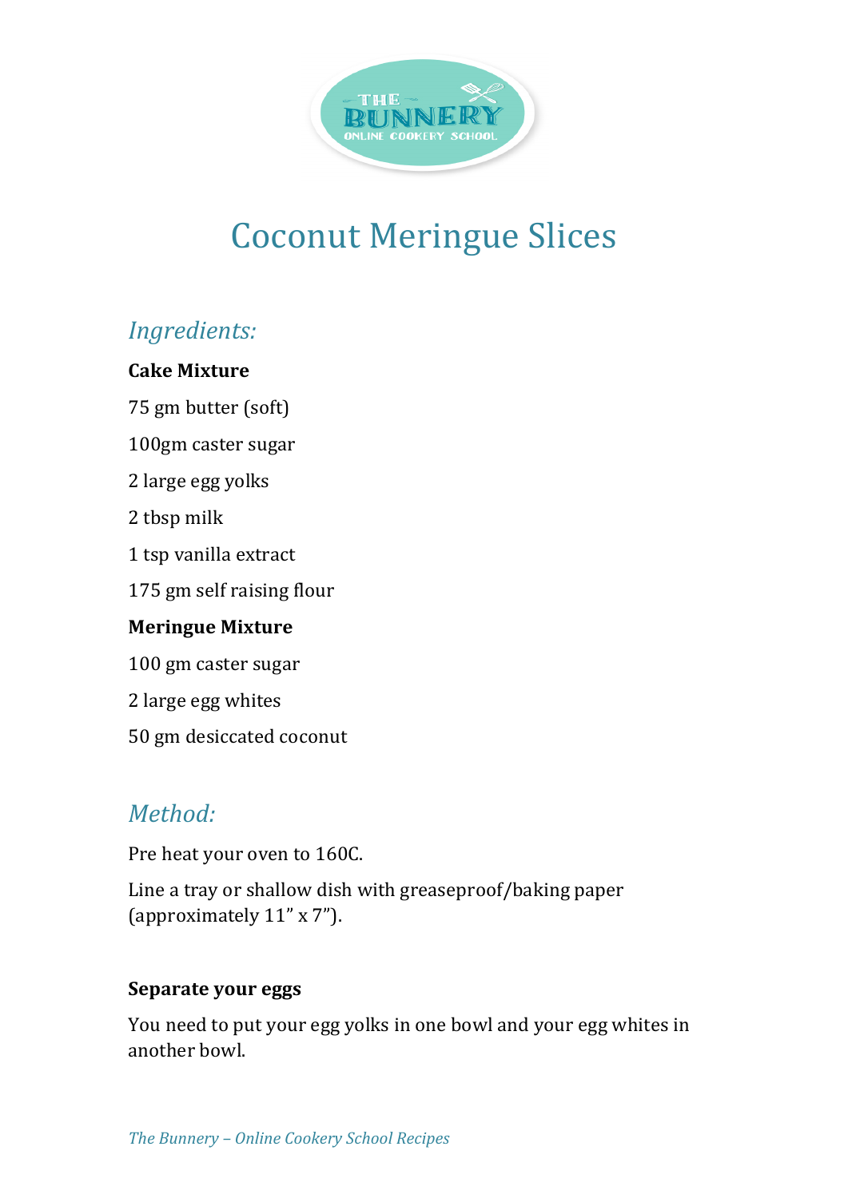# Coconut Meringue Slices

## *Ingredients:*

**Cake Mixture**

75 gm butter (soft)

100gm caster sugar

2 large egg yolks

2 tbsp milk

1 tsp vanilla extract

175 gm self raising flour

**Meringue Mixture**

100 gm caster sugar

2 large egg whites

50 gm desiccated coconut

## *Method:*

Pre heat your oven to 160C.

Line a tray or shallow dish with greaseproof/baking paper (approximately 11" x 7").

**Separate your eggs**

You need to put your egg yolks in one bowl and your egg whites in another bowl.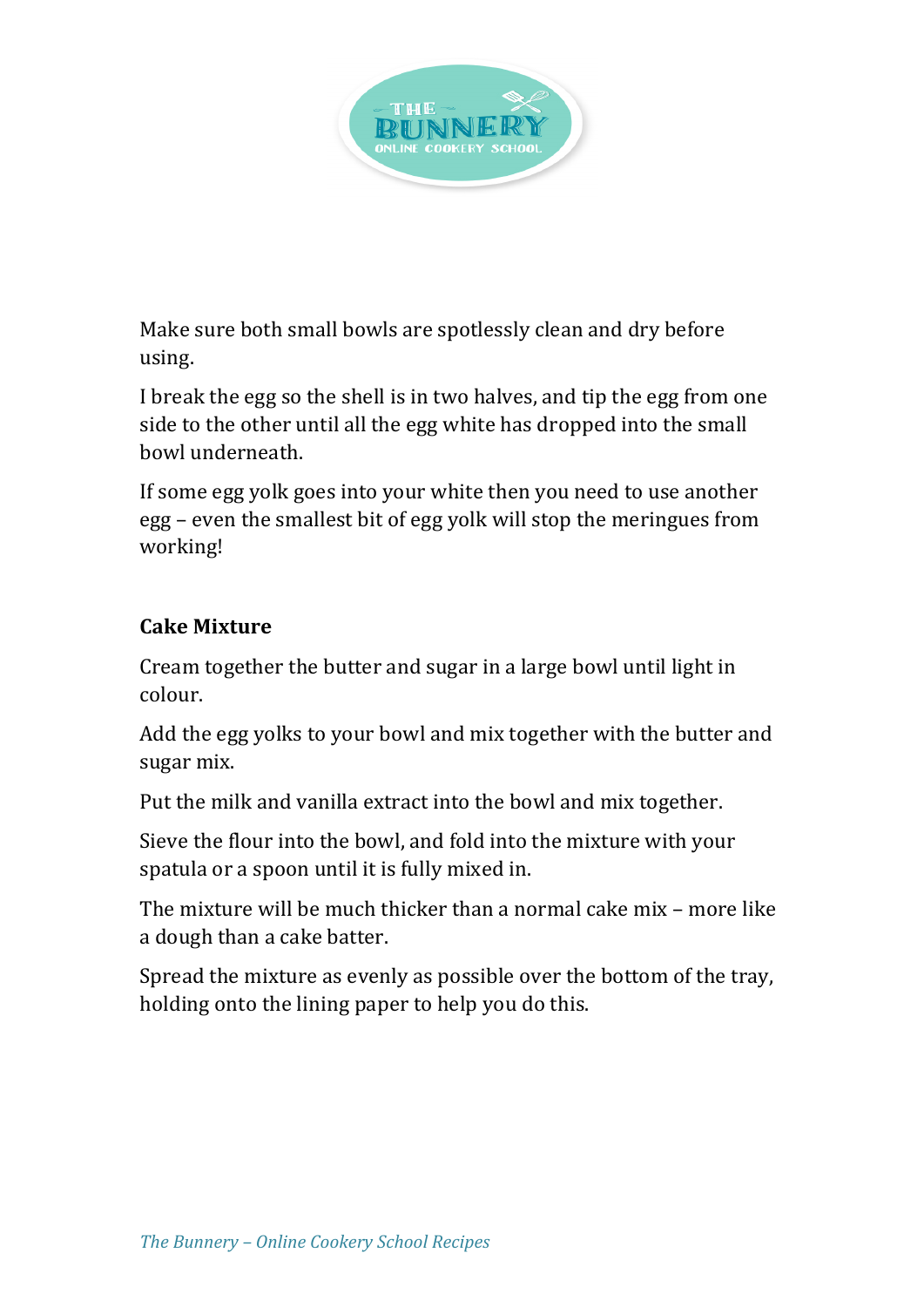Make sure both small bowls are spotlessly clean and dry before using.

I break the egg so the shell is in two halves, and tip the egg from one side to the other until all the egg white has dropped into the small bowl underneath.

If some egg yolk goes into your white then you need to use another egg – even the smallest bit of egg yolk will stop the meringues from working!

**Cake Mixture**

Cream together the butter and sugar in a large bowl until light in colour.

Add the egg yolks to your bowl and mix together with the butter and sugar mix.

Put the milk and vanilla extract into the bowl and mix together.

Sieve the flour into the bowl, and fold into the mixture with your spatula or a spoon until it is fully mixed in.

The mixture will be much thicker than a normal cake mix – more like a dough than a cake batter.

Spread the mixture as evenly as possible over the bottom of the tray, holding onto the lining paper to help you do this.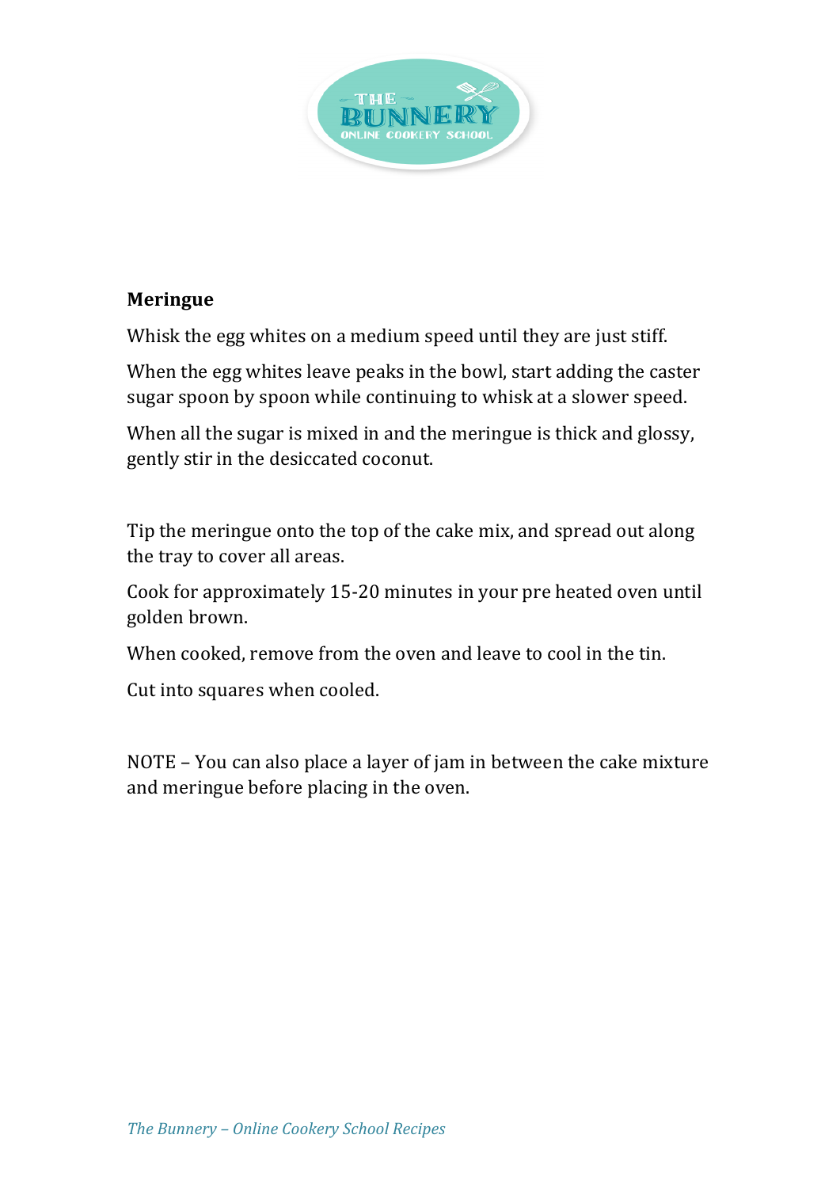**Meringue**

Whisk the egg whites on a medium speed until they are just stiff.

When the egg whites leave peaks in the bowl, start adding the caster sugar spoon by spoon while continuing to whisk at a slower speed.

When all the sugar is mixed in and the meringue is thick and glossy, gently stir in the desiccated coconut.

Tip the meringue onto the top of the cake mix, and spread out along the tray to cover all areas.

Cook for approximately 15-20 minutes in your pre heated oven until golden brown.

When cooked, remove from the oven and leave to cool in the tin.

Cut into squares when cooled.

NOTE – You can also place a layer of jam in between the cake mixture and meringue before placing in the oven.